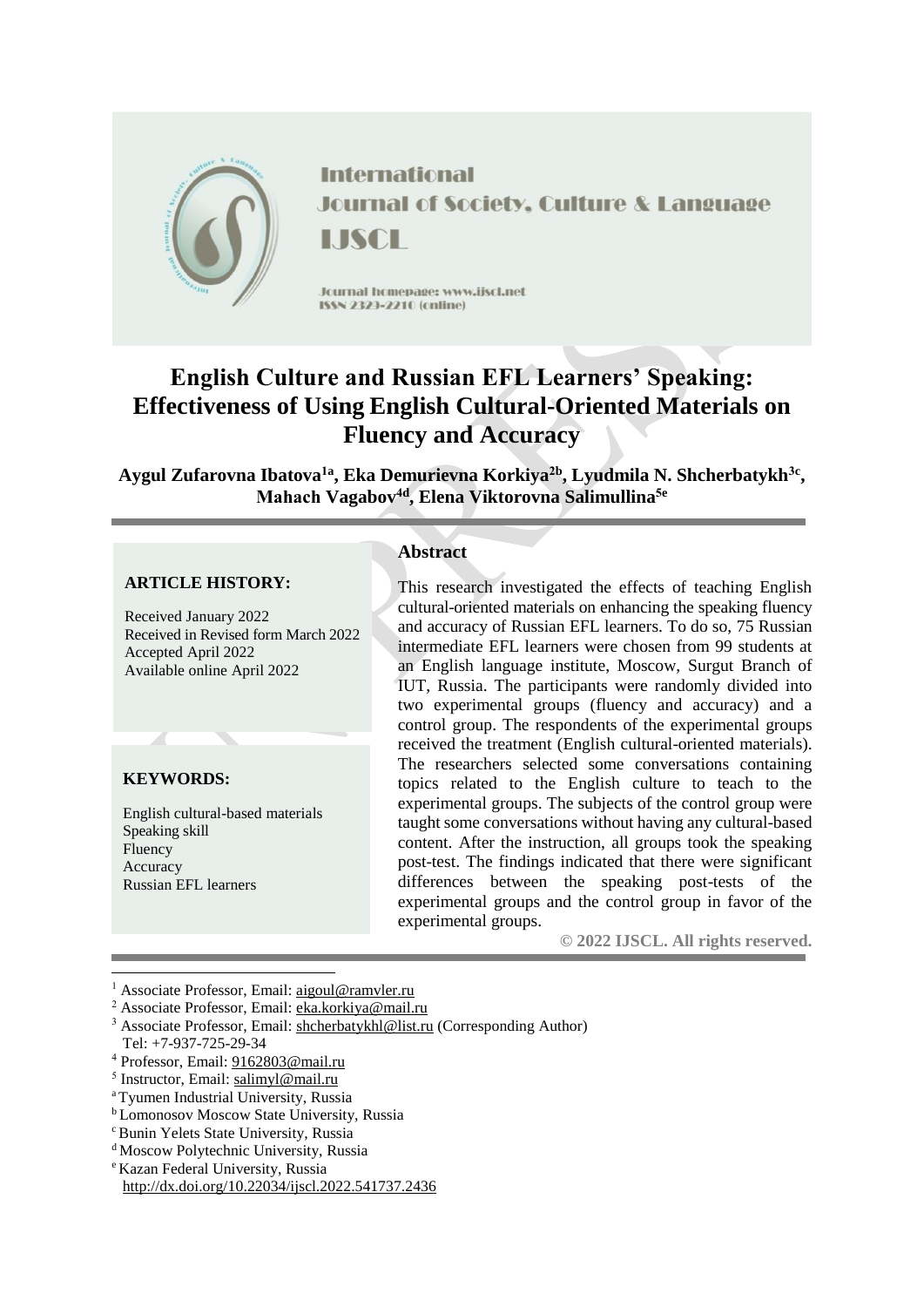International Journal of Society, Culture & Language

IJSCL

Journal homepage: www.ijscl.net

ISSN 2329-2210 (online)

# English Culture and Russian EFL Learners' Speaking: Effectiveness of Using English Cultural-Oriented Materials on Fluency and Accuracy

**Aygul Zufarovna Ibatova[1a], Eka Demurievna Korkiya[2b], Lyudmila N. Shcherbatykh[3c], Mahach Vagabov[4d], Elena Viktorovna Salimullina[5e]**

**ARTICLE HISTORY:**

Received January 2022
Received in Revised form March 2022
Accepted April 2022
Available online April 2022

**KEYWORDS:**

English cultural-based materials
Speaking skill
Fluency
Accuracy
Russian EFL learners

## Abstract

This research investigated the effects of teaching English cultural-oriented materials on enhancing the speaking fluency and accuracy of Russian EFL learners. To do so, 75 Russian intermediate EFL learners were chosen from 99 students at an English language institute, Moscow, Surgut Branch of IUT, Russia. The participants were randomly divided into two experimental groups (fluency and accuracy) and a control group. The respondents of the experimental groups received the treatment (English cultural-oriented materials). The researchers selected some conversations containing topics related to the English culture to teach to the experimental groups. The subjects of the control group were taught some conversations without having any cultural-based content. After the instruction, all groups took the speaking post-test. The findings indicated that there were significant differences between the speaking post-tests of the experimental groups and the control group in favor of the experimental groups.

© 2022 IJSCL. All rights reserved.

[1] Associate Professor, Email: aigoul@ramvler.ru
[2] Associate Professor, Email: eka.korkiya@mail.ru
[3] Associate Professor, Email: shcherbatykhl@list.ru (Corresponding Author)
Tel: +7-937-725-29-34
[4] Professor, Email: 9162803@mail.ru
[5] Instructor, Email: salimyl@mail.ru
[a] Tyumen Industrial University, Russia
[b] Lomonosov Moscow State University, Russia
[c] Bunin Yelets State University, Russia
[d] Moscow Polytechnic University, Russia
[e] Kazan Federal University, Russia
http://dx.doi.org/10.22034/ijscl.2022.541737.2436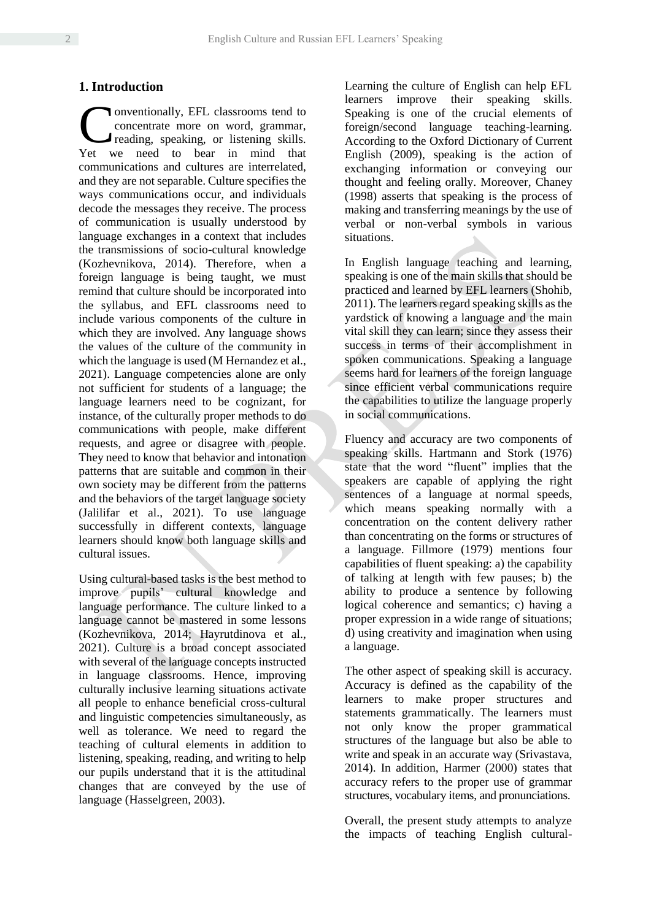## 1. Introduction

Conventionally, EFL classrooms tend to concentrate more on word, grammar, reading, speaking, or listening skills. Yet we need to bear in mind that communications and cultures are interrelated, and they are not separable. Culture specifies the ways communications occur, and individuals decode the messages they receive. The process of communication is usually understood by language exchanges in a context that includes the transmissions of socio-cultural knowledge (Kozhevnikova, 2014). Therefore, when a foreign language is being taught, we must remind that culture should be incorporated into the syllabus, and EFL classrooms need to include various components of the culture in which they are involved. Any language shows the values of the culture of the community in which the language is used (M Hernandez et al., 2021). Language competencies alone are only not sufficient for students of a language; the language learners need to be cognizant, for instance, of the culturally proper methods to do communications with people, make different requests, and agree or disagree with people. They need to know that behavior and intonation patterns that are suitable and common in their own society may be different from the patterns and the behaviors of the target language society (Jalilifar et al., 2021). To use language successfully in different contexts, language learners should know both language skills and cultural issues.

Using cultural-based tasks is the best method to improve pupils' cultural knowledge and language performance. The culture linked to a language cannot be mastered in some lessons (Kozhevnikova, 2014; Hayrutdinova et al., 2021). Culture is a broad concept associated with several of the language concepts instructed in language classrooms. Hence, improving culturally inclusive learning situations activate all people to enhance beneficial cross-cultural and linguistic competencies simultaneously, as well as tolerance. We need to regard the teaching of cultural elements in addition to listening, speaking, reading, and writing to help our pupils understand that it is the attitudinal changes that are conveyed by the use of language (Hasselgreen, 2003).

Learning the culture of English can help EFL learners improve their speaking skills. Speaking is one of the crucial elements of foreign/second language teaching-learning. According to the Oxford Dictionary of Current English (2009), speaking is the action of exchanging information or conveying our thought and feeling orally. Moreover, Chaney (1998) asserts that speaking is the process of making and transferring meanings by the use of verbal or non-verbal symbols in various situations.

In English language teaching and learning, speaking is one of the main skills that should be practiced and learned by EFL learners (Shohib, 2011). The learners regard speaking skills as the yardstick of knowing a language and the main vital skill they can learn; since they assess their success in terms of their accomplishment in spoken communications. Speaking a language seems hard for learners of the foreign language since efficient verbal communications require the capabilities to utilize the language properly in social communications.

Fluency and accuracy are two components of speaking skills. Hartmann and Stork (1976) state that the word "fluent" implies that the speakers are capable of applying the right sentences of a language at normal speeds, which means speaking normally with a concentration on the content delivery rather than concentrating on the forms or structures of a language. Fillmore (1979) mentions four capabilities of fluent speaking: a) the capability of talking at length with few pauses; b) the ability to produce a sentence by following logical coherence and semantics; c) having a proper expression in a wide range of situations; d) using creativity and imagination when using a language.

The other aspect of speaking skill is accuracy. Accuracy is defined as the capability of the learners to make proper structures and statements grammatically. The learners must not only know the proper grammatical structures of the language but also be able to write and speak in an accurate way (Srivastava, 2014). In addition, Harmer (2000) states that accuracy refers to the proper use of grammar structures, vocabulary items, and pronunciations.

Overall, the present study attempts to analyze the impacts of teaching English cultural-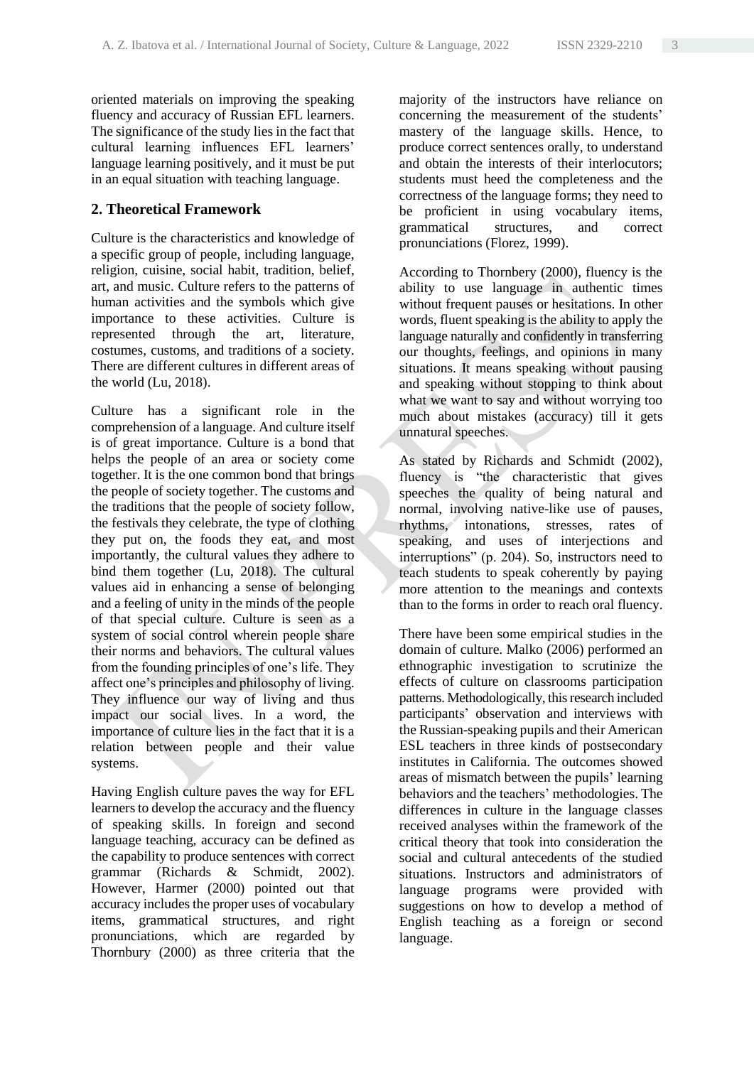oriented materials on improving the speaking fluency and accuracy of Russian EFL learners. The significance of the study lies in the fact that cultural learning influences EFL learners' language learning positively, and it must be put in an equal situation with teaching language.

## 2. Theoretical Framework

Culture is the characteristics and knowledge of a specific group of people, including language, religion, cuisine, social habit, tradition, belief, art, and music. Culture refers to the patterns of human activities and the symbols which give importance to these activities. Culture is represented through the art, literature, costumes, customs, and traditions of a society. There are different cultures in different areas of the world (Lu, 2018).

Culture has a significant role in the comprehension of a language. And culture itself is of great importance. Culture is a bond that helps the people of an area or society come together. It is the one common bond that brings the people of society together. The customs and the traditions that the people of society follow, the festivals they celebrate, the type of clothing they put on, the foods they eat, and most importantly, the cultural values they adhere to bind them together (Lu, 2018). The cultural values aid in enhancing a sense of belonging and a feeling of unity in the minds of the people of that special culture. Culture is seen as a system of social control wherein people share their norms and behaviors. The cultural values from the founding principles of one's life. They affect one's principles and philosophy of living. They influence our way of living and thus impact our social lives. In a word, the importance of culture lies in the fact that it is a relation between people and their value systems.

Having English culture paves the way for EFL learners to develop the accuracy and the fluency of speaking skills. In foreign and second language teaching, accuracy can be defined as the capability to produce sentences with correct grammar (Richards & Schmidt, 2002). However, Harmer (2000) pointed out that accuracy includes the proper uses of vocabulary items, grammatical structures, and right pronunciations, which are regarded by Thornbury (2000) as three criteria that the majority of the instructors have reliance on concerning the measurement of the students' mastery of the language skills. Hence, to produce correct sentences orally, to understand and obtain the interests of their interlocutors; students must heed the completeness and the correctness of the language forms; they need to be proficient in using vocabulary items, grammatical structures, and correct pronunciations (Florez, 1999).

According to Thornbery (2000), fluency is the ability to use language in authentic times without frequent pauses or hesitations. In other words, fluent speaking is the ability to apply the language naturally and confidently in transferring our thoughts, feelings, and opinions in many situations. It means speaking without pausing and speaking without stopping to think about what we want to say and without worrying too much about mistakes (accuracy) till it gets unnatural speeches.

As stated by Richards and Schmidt (2002), fluency is "the characteristic that gives speeches the quality of being natural and normal, involving native-like use of pauses, rhythms, intonations, stresses, rates of speaking, and uses of interjections and interruptions" (p. 204). So, instructors need to teach students to speak coherently by paying more attention to the meanings and contexts than to the forms in order to reach oral fluency.

There have been some empirical studies in the domain of culture. Malko (2006) performed an ethnographic investigation to scrutinize the effects of culture on classrooms participation patterns. Methodologically, this research included participants' observation and interviews with the Russian-speaking pupils and their American ESL teachers in three kinds of postsecondary institutes in California. The outcomes showed areas of mismatch between the pupils' learning behaviors and the teachers' methodologies. The differences in culture in the language classes received analyses within the framework of the critical theory that took into consideration the social and cultural antecedents of the studied situations. Instructors and administrators of language programs were provided with suggestions on how to develop a method of English teaching as a foreign or second language.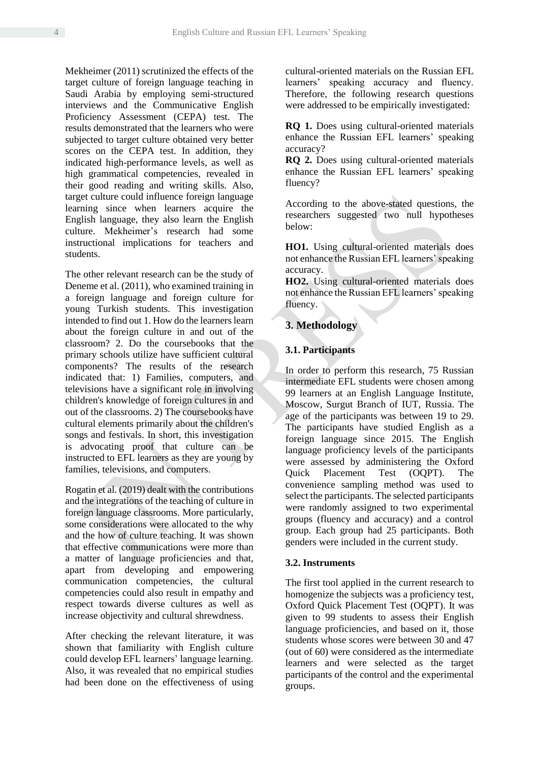Mekheimer (2011) scrutinized the effects of the target culture of foreign language teaching in Saudi Arabia by employing semi-structured interviews and the Communicative English Proficiency Assessment (CEPA) test. The results demonstrated that the learners who were subjected to target culture obtained very better scores on the CEPA test. In addition, they indicated high-performance levels, as well as high grammatical competencies, revealed in their good reading and writing skills. Also, target culture could influence foreign language learning since when learners acquire the English language, they also learn the English culture. Mekheimer's research had some instructional implications for teachers and students.

The other relevant research can be the study of Deneme et al. (2011), who examined training in a foreign language and foreign culture for young Turkish students. This investigation intended to find out 1. How do the learners learn about the foreign culture in and out of the classroom? 2. Do the coursebooks that the primary schools utilize have sufficient cultural components? The results of the research indicated that: 1) Families, computers, and televisions have a significant role in involving children's knowledge of foreign cultures in and out of the classrooms. 2) The coursebooks have cultural elements primarily about the children's songs and festivals. In short, this investigation is advocating proof that culture can be instructed to EFL learners as they are young by families, televisions, and computers.

Rogatin et al. (2019) dealt with the contributions and the integrations of the teaching of culture in foreign language classrooms. More particularly, some considerations were allocated to the why and the how of culture teaching. It was shown that effective communications were more than a matter of language proficiencies and that, apart from developing and empowering communication competencies, the cultural competencies could also result in empathy and respect towards diverse cultures as well as increase objectivity and cultural shrewdness.

After checking the relevant literature, it was shown that familiarity with English culture could develop EFL learners' language learning. Also, it was revealed that no empirical studies had been done on the effectiveness of using cultural-oriented materials on the Russian EFL learners' speaking accuracy and fluency. Therefore, the following research questions were addressed to be empirically investigated:

**RQ 1.** Does using cultural-oriented materials enhance the Russian EFL learners' speaking accuracy?

**RQ 2.** Does using cultural-oriented materials enhance the Russian EFL learners' speaking fluency?

According to the above-stated questions, the researchers suggested two null hypotheses below:

**HO1.** Using cultural-oriented materials does not enhance the Russian EFL learners' speaking accuracy.

**HO2.** Using cultural-oriented materials does not enhance the Russian EFL learners' speaking fluency.

## 3. Methodology

### 3.1. Participants

In order to perform this research, 75 Russian intermediate EFL students were chosen among 99 learners at an English Language Institute, Moscow, Surgut Branch of IUT, Russia. The age of the participants was between 19 to 29. The participants have studied English as a foreign language since 2015. The English language proficiency levels of the participants were assessed by administering the Oxford Quick Placement Test (OQPT). The convenience sampling method was used to select the participants. The selected participants were randomly assigned to two experimental groups (fluency and accuracy) and a control group. Each group had 25 participants. Both genders were included in the current study.

### 3.2. Instruments

The first tool applied in the current research to homogenize the subjects was a proficiency test, Oxford Quick Placement Test (OQPT). It was given to 99 students to assess their English language proficiencies, and based on it, those students whose scores were between 30 and 47 (out of 60) were considered as the intermediate learners and were selected as the target participants of the control and the experimental groups.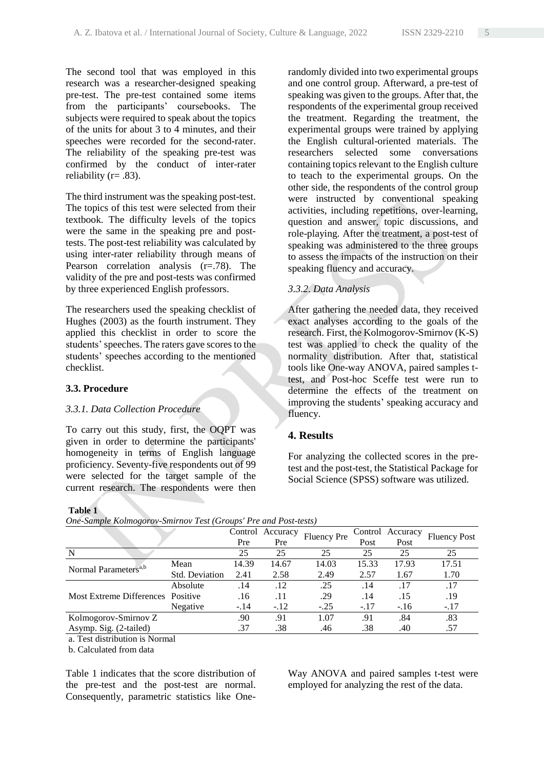The second tool that was employed in this research was a researcher-designed speaking pre-test. The pre-test contained some items from the participants' coursebooks. The subjects were required to speak about the topics of the units for about 3 to 4 minutes, and their speeches were recorded for the second-rater. The reliability of the speaking pre-test was confirmed by the conduct of inter-rater reliability (r= .83).

The third instrument was the speaking post-test. The topics of this test were selected from their textbook. The difficulty levels of the topics were the same in the speaking pre and post-tests. The post-test reliability was calculated by using inter-rater reliability through means of Pearson correlation analysis (r=.78). The validity of the pre and post-tests was confirmed by three experienced English professors.

The researchers used the speaking checklist of Hughes (2003) as the fourth instrument. They applied this checklist in order to score the students' speeches. The raters gave scores to the students' speeches according to the mentioned checklist.

### 3.3. Procedure

#### *3.3.1. Data Collection Procedure*

To carry out this study, first, the OQPT was given in order to determine the participants' homogeneity in terms of English language proficiency. Seventy-five respondents out of 99 were selected for the target sample of the current research. The respondents were then randomly divided into two experimental groups and one control group. Afterward, a pre-test of speaking was given to the groups. After that, the respondents of the experimental group received the treatment. Regarding the treatment, the experimental groups were trained by applying the English cultural-oriented materials. The researchers selected some conversations containing topics relevant to the English culture to teach to the experimental groups. On the other side, the respondents of the control group were instructed by conventional speaking activities, including repetitions, over-learning, question and answer, topic discussions, and role-playing. After the treatment, a post-test of speaking was administered to the three groups to assess the impacts of the instruction on their speaking fluency and accuracy.

#### *3.3.2. Data Analysis*

After gathering the needed data, they received exact analyses according to the goals of the research. First, the Kolmogorov-Smirnov (K-S) test was applied to check the quality of the normality distribution. After that, statistical tools like One-way ANOVA, paired samples t-test, and Post-hoc Sceffe test were run to determine the effects of the treatment on improving the students' speaking accuracy and fluency.

## 4. Results

For analyzing the collected scores in the pre-test and the post-test, the Statistical Package for Social Science (SPSS) software was utilized.

**Table 1**

*One-Sample Kolmogorov-Smirnov Test (Groups' Pre and Post-tests)*

| | | Control Pre | Accuracy Pre | Fluency Pre | Control Post | Accuracy Post | Fluency Post |
|---|---|---|---|---|---|---|---|
| N | | 25 | 25 | 25 | 25 | 25 | 25 |
| Normal Parameters[a,b] | Mean | 14.39 | 14.67 | 14.03 | 15.33 | 17.93 | 17.51 |
| | Std. Deviation | 2.41 | 2.58 | 2.49 | 2.57 | 1.67 | 1.70 |
| Most Extreme Differences | Absolute | .14 | .12 | .25 | .14 | .17 | .17 |
| | Positive | .16 | .11 | .29 | .14 | .15 | .19 |
| | Negative | -.14 | -.12 | -.25 | -.17 | -.16 | -.17 |
| Kolmogorov-Smirnov Z | | .90 | .91 | 1.07 | .91 | .84 | .83 |
| Asymp. Sig. (2-tailed) | | .37 | .38 | .46 | .38 | .40 | .57 |

a. Test distribution is Normal

b. Calculated from data

Table 1 indicates that the score distribution of the pre-test and the post-test are normal. Consequently, parametric statistics like One-Way ANOVA and paired samples t-test were employed for analyzing the rest of the data.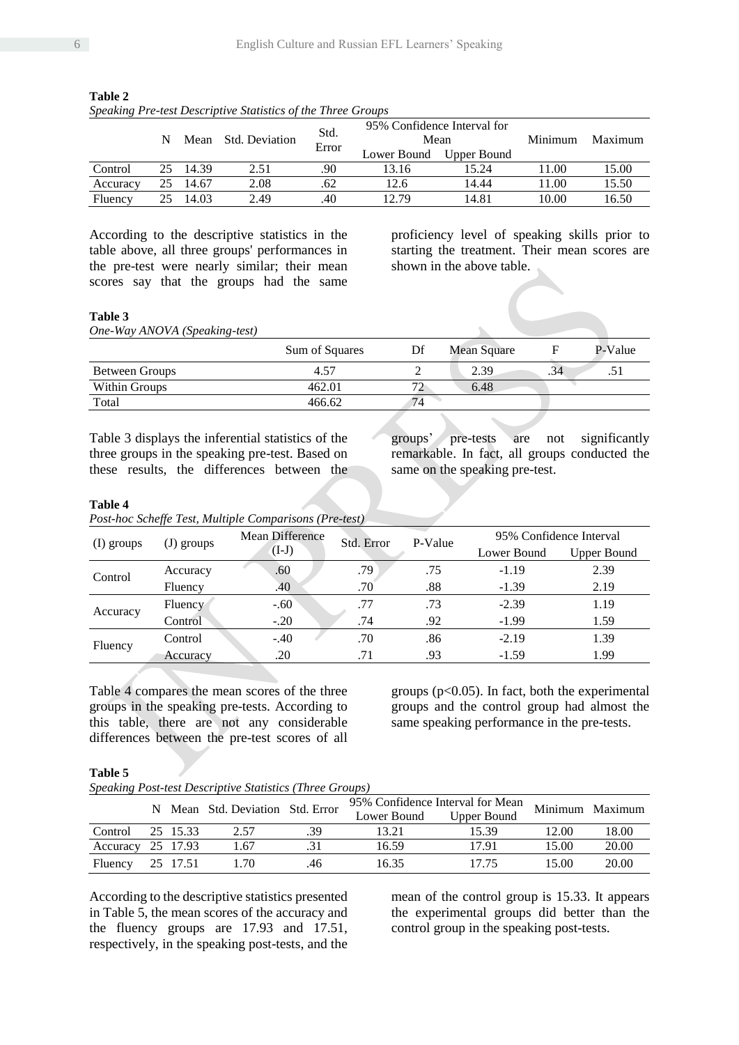**Table 2**

*Speaking Pre-test Descriptive Statistics of the Three Groups*

| | N | Mean | Std. Deviation | Std. Error | 95% Confidence Interval for Mean | | Minimum | Maximum |
|---|---|---|---|---|---|---|---|---|
| | | | | | Lower Bound | Upper Bound | | |
| Control | 25 | 14.39 | 2.51 | .90 | 13.16 | 15.24 | 11.00 | 15.00 |
| Accuracy | 25 | 14.67 | 2.08 | .62 | 12.6 | 14.44 | 11.00 | 15.50 |
| Fluency | 25 | 14.03 | 2.49 | .40 | 12.79 | 14.81 | 10.00 | 16.50 |

According to the descriptive statistics in the table above, all three groups' performances in the pre-test were nearly similar; their mean scores say that the groups had the same proficiency level of speaking skills prior to starting the treatment. Their mean scores are shown in the above table.

**Table 3**

*One-Way ANOVA (Speaking-test)*

| | Sum of Squares | Df | Mean Square | F | P-Value |
|---|---|---|---|---|---|
| Between Groups | 4.57 | 2 | 2.39 | .34 | .51 |
| Within Groups | 462.01 | 72 | 6.48 | | |
| Total | 466.62 | 74 | | | |

Table 3 displays the inferential statistics of the three groups in the speaking pre-test. Based on these results, the differences between the groups' pre-tests are not significantly remarkable. In fact, all groups conducted the same on the speaking pre-test.

**Table 4**

*Post-hoc Scheffe Test, Multiple Comparisons (Pre-test)*

| (I) groups | (J) groups | Mean Difference (I-J) | Std. Error | P-Value | 95% Confidence Interval | |
|---|---|---|---|---|---|---|
| | | | | | Lower Bound | Upper Bound |
| Control | Accuracy | .60 | .79 | .75 | -1.19 | 2.39 |
| | Fluency | .40 | .70 | .88 | -1.39 | 2.19 |
| Accuracy | Fluency | -.60 | .77 | .73 | -2.39 | 1.19 |
| | Control | -.20 | .74 | .92 | -1.99 | 1.59 |
| Fluency | Control | -.40 | .70 | .86 | -2.19 | 1.39 |
| | Accuracy | .20 | .71 | .93 | -1.59 | 1.99 |

Table 4 compares the mean scores of the three groups in the speaking pre-test. According to this table, there are not any considerable differences between the pre-test scores of all groups ($p<0.05$). In fact, both the experimental groups and the control group had almost the same speaking performance in the pre-tests.

**Table 5**

*Speaking Post-test Descriptive Statistics (Three Groups)*

| | N | Mean | Std. Deviation | Std. Error | 95% Confidence Interval for Mean | | Minimum | Maximum |
|---|---|---|---|---|---|---|---|---|
| | | | | | Lower Bound | Upper Bound | | |
| Control | 25 | 15.33 | 2.57 | .39 | 13.21 | 15.39 | 12.00 | 18.00 |
| Accuracy | 25 | 17.93 | 1.67 | .31 | 16.59 | 17.91 | 15.00 | 20.00 |
| Fluency | 25 | 17.51 | 1.70 | .46 | 16.35 | 17.75 | 15.00 | 20.00 |

According to the descriptive statistics presented in Table 5, the mean scores of the accuracy and the fluency groups are 17.93 and 17.51, respectively, in the speaking post-tests, and the mean of the control group is 15.33. It appears the experimental groups did better than the control group in the speaking post-tests.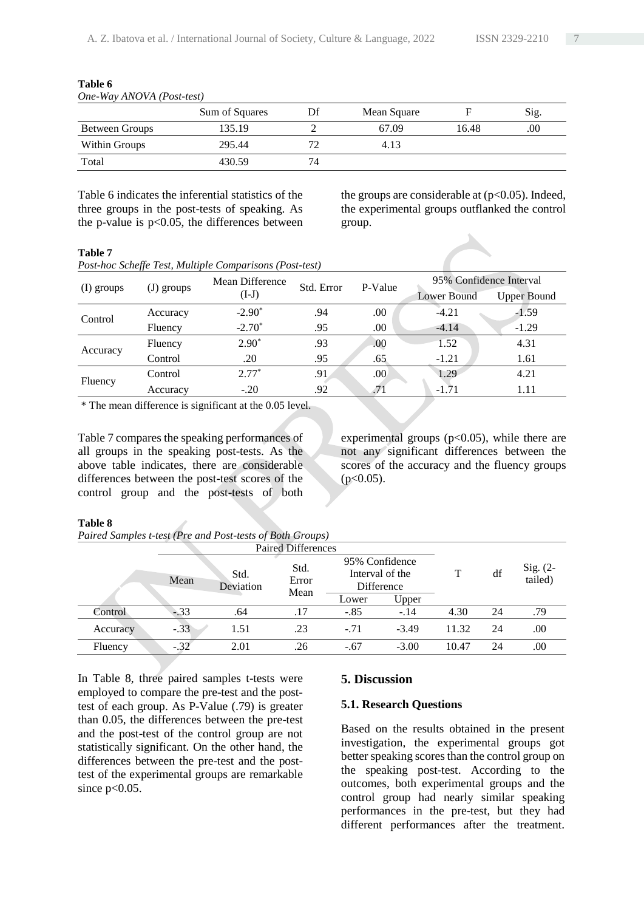**Table 6**

*One-Way ANOVA (Post-test)*

| | Sum of Squares | Df | Mean Square | F | Sig. |
|---|---|---|---|---|---|
| Between Groups | 135.19 | 2 | 67.09 | 16.48 | .00 |
| Within Groups | 295.44 | 72 | 4.13 | | |
| Total | 430.59 | 74 | | | |

Table 6 indicates the inferential statistics of the three groups in the post-tests of speaking. As the p-value is $p<0.05$, the differences between the groups are considerable at ($p<0.05$). Indeed, the experimental groups outflanked the control group.

**Table 7**

*Post-hoc Scheffe Test, Multiple Comparisons (Post-test)*

| (I) groups | (J) groups | Mean Difference (I-J) | Std. Error | P-Value | 95% Confidence Interval | |
|---|---|---|---|---|---|---|
| | | | | | Lower Bound | Upper Bound |
| Control | Accuracy | -2.90* | .94 | .00 | -4.21 | -1.59 |
| | Fluency | -2.70* | .95 | .00 | -4.14 | -1.29 |
| Accuracy | Fluency | 2.90* | .93 | .00 | 1.52 | 4.31 |
| | Control | .20 | .95 | .65 | -1.21 | 1.61 |
| Fluency | Control | 2.77* | .91 | .00 | 1.29 | 4.21 |
| | Accuracy | -.20 | .92 | .71 | -1.71 | 1.11 |

\* The mean difference is significant at the 0.05 level.

Table 7 compares the speaking performances of all groups in the speaking post-tests. As the above table indicates, there are considerable differences between the post-test scores of the control group and the post-tests of both experimental groups ($p<0.05$), while there are not any significant differences between the scores of the accuracy and the fluency groups ($p<0.05$).

**Table 8**

*Paired Samples t-test (Pre and Post-tests of Both Groups)*

| | Paired Differences | | | | | T | df | Sig. (2-tailed) |
|---|---|---|---|---|---|---|---|---|
| | Mean | Std. Deviation | Std. Error Mean | 95% Confidence Interval of the Difference | | | | |
| | | | | Lower | Upper | | | |
| Control | -.33 | .64 | .17 | -.85 | -.14 | 4.30 | 24 | .79 |
| Accuracy | -.33 | 1.51 | .23 | -.71 | -3.49 | 11.32 | 24 | .00 |
| Fluency | -.32 | 2.01 | .26 | -.67 | -3.00 | 10.47 | 24 | .00 |

In Table 8, three paired samples t-tests were employed to compare the pre-test and the post-test of each group. As P-Value (.79) is greater than 0.05, the differences between the pre-test and the post-test of the control group are not statistically significant. On the other hand, the differences between the pre-test and the post-test of the experimental groups are remarkable since $p<0.05$.

## 5. Discussion

### 5.1. Research Questions

Based on the results obtained in the present investigation, the experimental groups got better speaking scores than the control group on the speaking post-test. According to the outcomes, both experimental groups and the control group had nearly similar speaking performances in the pre-test, but they had different performances after the treatment.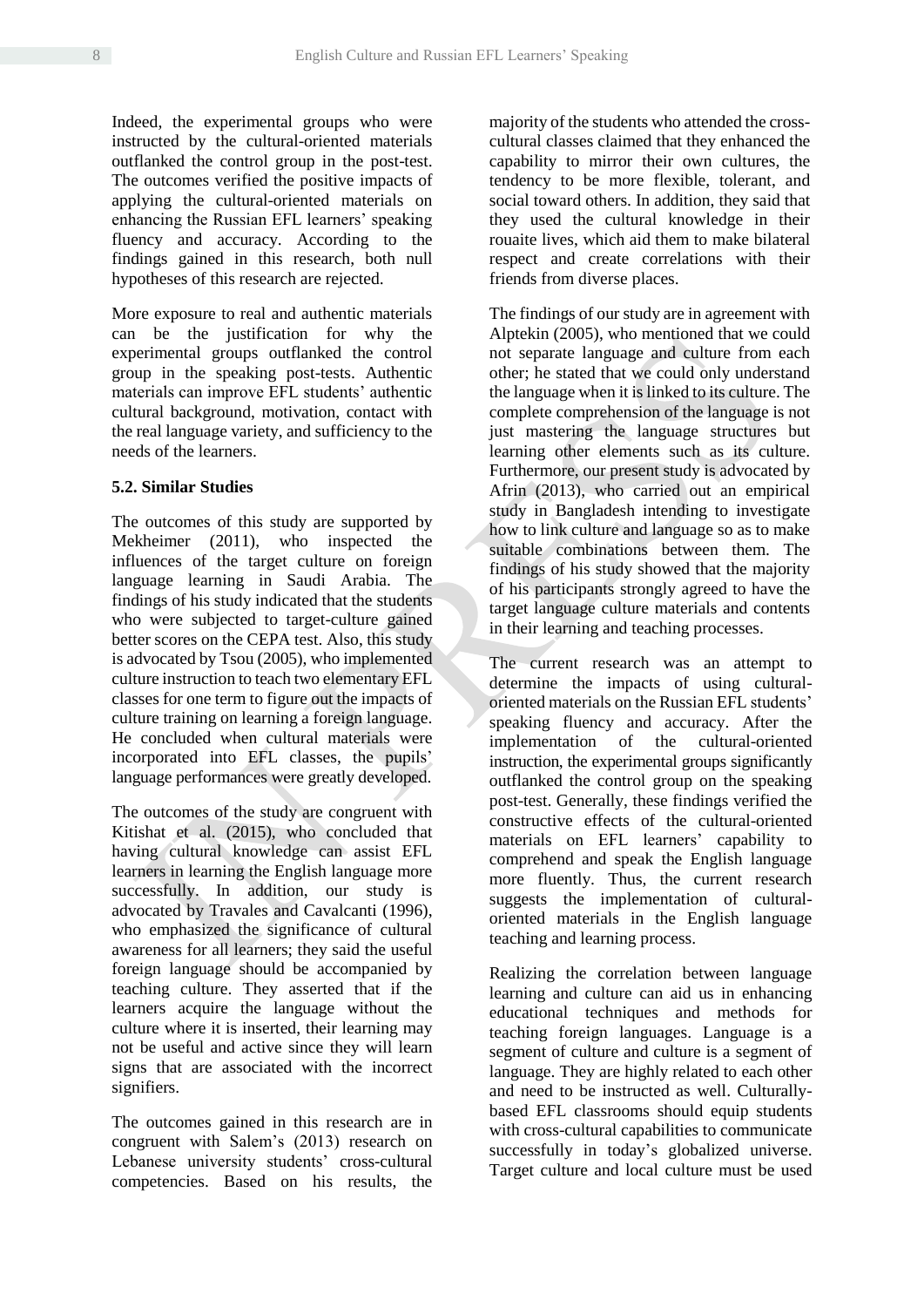Indeed, the experimental groups who were instructed by the cultural-oriented materials outflanked the control group in the post-test. The outcomes verified the positive impacts of applying the cultural-oriented materials on enhancing the Russian EFL learners' speaking fluency and accuracy. According to the findings gained in this research, both null hypotheses of this research are rejected.

More exposure to real and authentic materials can be the justification for why the experimental groups outflanked the control group in the speaking post-tests. Authentic materials can improve EFL students' authentic cultural background, motivation, contact with the real language variety, and sufficiency to the needs of the learners.

### 5.2. Similar Studies

The outcomes of this study are supported by Mekheimer (2011), who inspected the influences of the target culture on foreign language learning in Saudi Arabia. The findings of his study indicated that the students who were subjected to target-culture gained better scores on the CEPA test. Also, this study is advocated by Tsou (2005), who implemented culture instruction to teach two elementary EFL classes for one term to figure out the impacts of culture training on learning a foreign language. He concluded when cultural materials were incorporated into EFL classes, the pupils' language performances were greatly developed.

The outcomes of the study are congruent with Kitishat et al. (2015), who concluded that having cultural knowledge can assist EFL learners in learning the English language more successfully. In addition, our study is advocated by Travales and Cavalcanti (1996), who emphasized the significance of cultural awareness for all learners; they said the useful foreign language should be accompanied by teaching culture. They asserted that if the learners acquire the language without the culture where it is inserted, their learning may not be useful and active since they will learn signs that are associated with the incorrect signifiers.

The outcomes gained in this research are in congruent with Salem's (2013) research on Lebanese university students' cross-cultural competencies. Based on his results, the majority of the students who attended the cross-cultural classes claimed that they enhanced the capability to mirror their own cultures, the tendency to be more flexible, tolerant, and social toward others. In addition, they said that they used the cultural knowledge in their rouaite lives, which aid them to make bilateral respect and create correlations with their friends from diverse places.

The findings of our study are in agreement with Alptekin (2005), who mentioned that we could not separate language and culture from each other; he stated that we could only understand the language when it is linked to its culture. The complete comprehension of the language is not just mastering the language structures but learning other elements such as its culture. Furthermore, our present study is advocated by Afrin (2013), who carried out an empirical study in Bangladesh intending to investigate how to link culture and language so as to make suitable combinations between them. The findings of his study showed that the majority of his participants strongly agreed to have the target language culture materials and contents in their learning and teaching processes.

The current research was an attempt to determine the impacts of using cultural-oriented materials on the Russian EFL students' speaking fluency and accuracy. After the implementation of the cultural-oriented instruction, the experimental groups significantly outflanked the control group on the speaking post-test. Generally, these findings verified the constructive effects of the cultural-oriented materials on EFL learners' capability to comprehend and speak the English language more fluently. Thus, the current research suggests the implementation of cultural-oriented materials in the English language teaching and learning process.

Realizing the correlation between language learning and culture can aid us in enhancing educational techniques and methods for teaching foreign languages. Language is a segment of culture and culture is a segment of language. They are highly related to each other and need to be instructed as well. Culturally-based EFL classrooms should equip students with cross-cultural capabilities to communicate successfully in today's globalized universe. Target culture and local culture must be used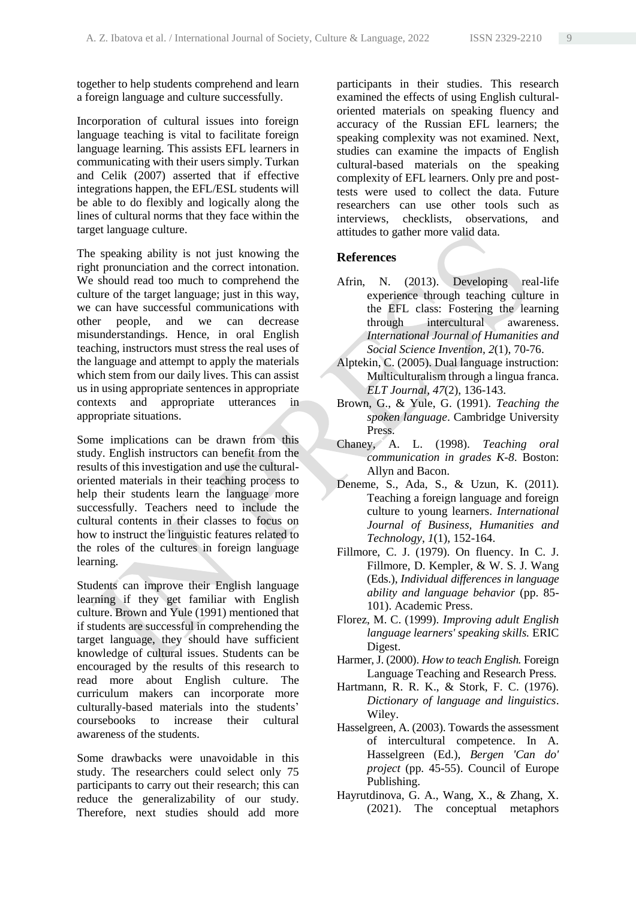together to help students comprehend and learn a foreign language and culture successfully.

Incorporation of cultural issues into foreign language teaching is vital to facilitate foreign language learning. This assists EFL learners in communicating with their users simply. Turkan and Celik (2007) asserted that if effective integrations happen, the EFL/ESL students will be able to do flexibly and logically along the lines of cultural norms that they face within the target language culture.

The speaking ability is not just knowing the right pronunciation and the correct intonation. We should read too much to comprehend the culture of the target language; just in this way, we can have successful communications with other people, and we can decrease misunderstandings. Hence, in oral English teaching, instructors must stress the real uses of the language and attempt to apply the materials which stem from our daily lives. This can assist us in using appropriate sentences in appropriate contexts and appropriate utterances in appropriate situations.

Some implications can be drawn from this study. English instructors can benefit from the results of this investigation and use the cultural-oriented materials in their teaching process to help their students learn the language more successfully. Teachers need to include the cultural contents in their classes to focus on how to instruct the linguistic features related to the roles of the cultures in foreign language learning.

Students can improve their English language learning if they get familiar with English culture. Brown and Yule (1991) mentioned that if students are successful in comprehending the target language, they should have sufficient knowledge of cultural issues. Students can be encouraged by the results of this research to read more about English culture. The curriculum makers can incorporate more culturally-based materials into the students' coursebooks to increase their cultural awareness of the students.

Some drawbacks were unavoidable in this study. The researchers could select only 75 participants to carry out their research; this can reduce the generalizability of our study. Therefore, next studies should add more participants in their studies. This research examined the effects of using English cultural-oriented materials on speaking fluency and accuracy of the Russian EFL learners; the speaking complexity was not examined. Next, studies can examine the impacts of English cultural-based materials on the speaking complexity of EFL learners. Only pre and post-tests were used to collect the data. Future researchers can use other tools such as interviews, checklists, observations, and attitudes to gather more valid data.

## References

Afrin, N. (2013). Developing real-life experience through teaching culture in the EFL class: Fostering the learning through intercultural awareness. *International Journal of Humanities and Social Science Invention, 2*(1), 70-76.

Alptekin, C. (2005). Dual language instruction: Multiculturalism through a lingua franca. *ELT Journal, 47*(2), 136-143.

Brown, G., & Yule, G. (1991). *Teaching the spoken language*. Cambridge University Press.

Chaney, A. L. (1998). *Teaching oral communication in grades K-8*. Boston: Allyn and Bacon.

Deneme, S., Ada, S., & Uzun, K. (2011). Teaching a foreign language and foreign culture to young learners. *International Journal of Business, Humanities and Technology, 1*(1), 152-164.

Fillmore, C. J. (1979). On fluency. In C. J. Fillmore, D. Kempler, & W. S. J. Wang (Eds.), *Individual differences in language ability and language behavior* (pp. 85-101). Academic Press.

Florez, M. C. (1999). *Improving adult English language learners' speaking skills.* ERIC Digest.

Harmer, J. (2000). *How to teach English.* Foreign Language Teaching and Research Press.

Hartmann, R. R. K., & Stork, F. C. (1976). *Dictionary of language and linguistics*. Wiley.

Hasselgreen, A. (2003). Towards the assessment of intercultural competence. In A. Hasselgreen (Ed.), *Bergen 'Can do' project* (pp. 45-55). Council of Europe Publishing.

Hayrutdinova, G. A., Wang, X., & Zhang, X. (2021). The conceptual metaphors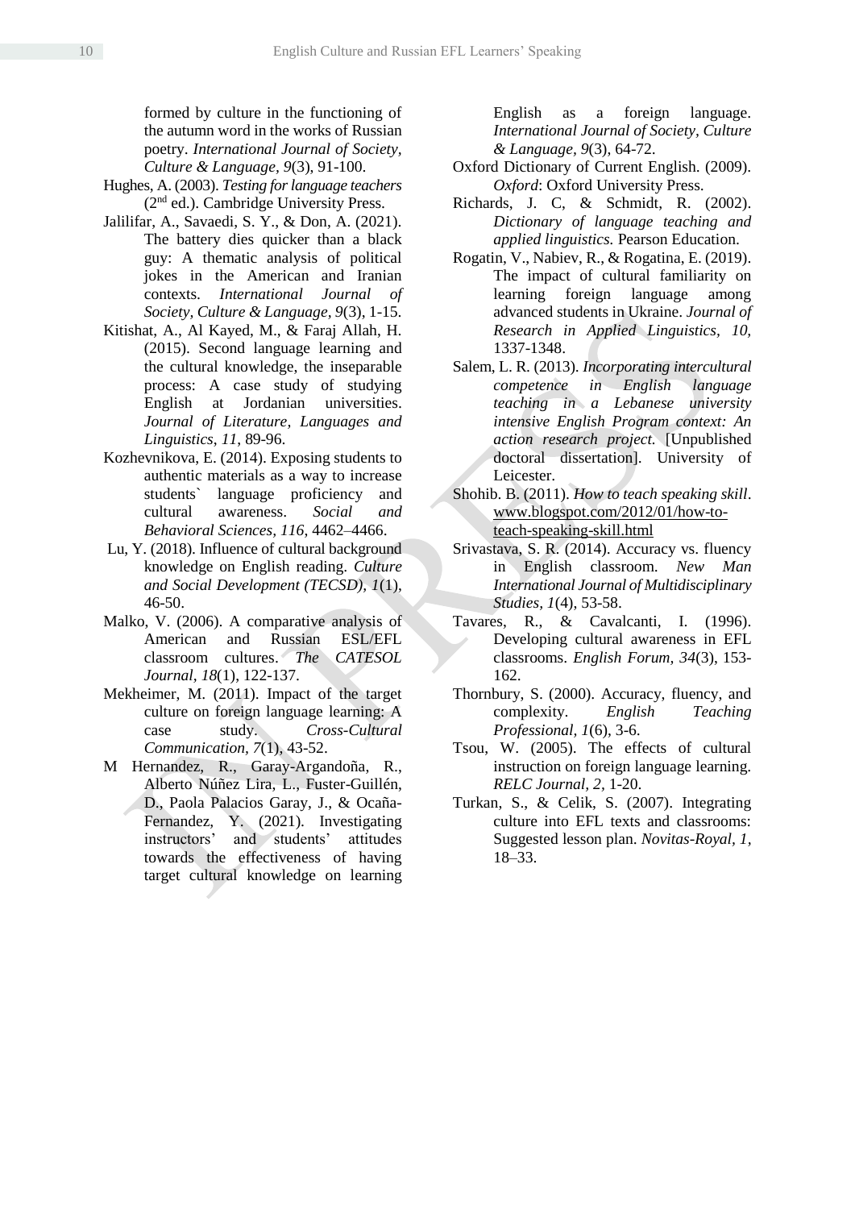formed by culture in the functioning of the autumn word in the works of Russian poetry. *International Journal of Society, Culture & Language, 9*(3), 91-100.

Hughes, A. (2003). *Testing for language teachers* (2nd ed.). Cambridge University Press.

Jalilifar, A., Savaedi, S. Y., & Don, A. (2021). The battery dies quicker than a black guy: A thematic analysis of political jokes in the American and Iranian contexts. *International Journal of Society, Culture & Language, 9*(3), 1-15.

Kitishat, A., Al Kayed, M., & Faraj Allah, H. (2015). Second language learning and the cultural knowledge, the inseparable process: A case study of studying English at Jordanian universities. *Journal of Literature, Languages and Linguistics, 11*, 89-96.

Kozhevnikova, E. (2014). Exposing students to authentic materials as a way to increase students` language proficiency and cultural awareness. *Social and Behavioral Sciences, 116*, 4462–4466.

Lu, Y. (2018). Influence of cultural background knowledge on English reading. *Culture and Social Development (TECSD), 1*(1), 46-50.

Malko, V. (2006). A comparative analysis of American and Russian ESL/EFL classroom cultures. *The CATESOL Journal, 18*(1), 122-137.

Mekheimer, M. (2011). Impact of the target culture on foreign language learning: A case study. *Cross-Cultural Communication, 7*(1), 43-52.

M Hernandez, R., Garay-Argandoña, R., Alberto Núñez Lira, L., Fuster-Guillén, D., Paola Palacios Garay, J., & Ocaña-Fernandez, Y. (2021). Investigating instructors' and students' attitudes towards the effectiveness of having target cultural knowledge on learning English as a foreign language. *International Journal of Society, Culture & Language, 9*(3), 64-72.

Oxford Dictionary of Current English. (2009). *Oxford*: Oxford University Press.

Richards, J. C, & Schmidt, R. (2002). *Dictionary of language teaching and applied linguistics.* Pearson Education.

Rogatin, V., Nabiev, R., & Rogatina, E. (2019). The impact of cultural familiarity on learning foreign language among advanced students in Ukraine. *Journal of Research in Applied Linguistics, 10*, 1337-1348.

Salem, L. R. (2013). *Incorporating intercultural competence in English language teaching in a Lebanese university intensive English Program context: An action research project.* [Unpublished doctoral dissertation]. University of Leicester.

Shohib. B. (2011). *How to teach speaking skill*. www.blogspot.com/2012/01/how-to-teach-speaking-skill.html

Srivastava, S. R. (2014). Accuracy vs. fluency in English classroom. *New Man International Journal of Multidisciplinary Studies, 1*(4), 53-58.

Tavares, R., & Cavalcanti, I. (1996). Developing cultural awareness in EFL classrooms. *English Forum, 34*(3), 153-162.

Thornbury, S. (2000). Accuracy, fluency, and complexity. *English Teaching Professional, 1*(6), 3-6.

Tsou, W. (2005). The effects of cultural instruction on foreign language learning. *RELC Journal, 2*, 1-20.

Turkan, S., & Celik, S. (2007). Integrating culture into EFL texts and classrooms: Suggested lesson plan. *Novitas-Royal, 1*, 18–33.